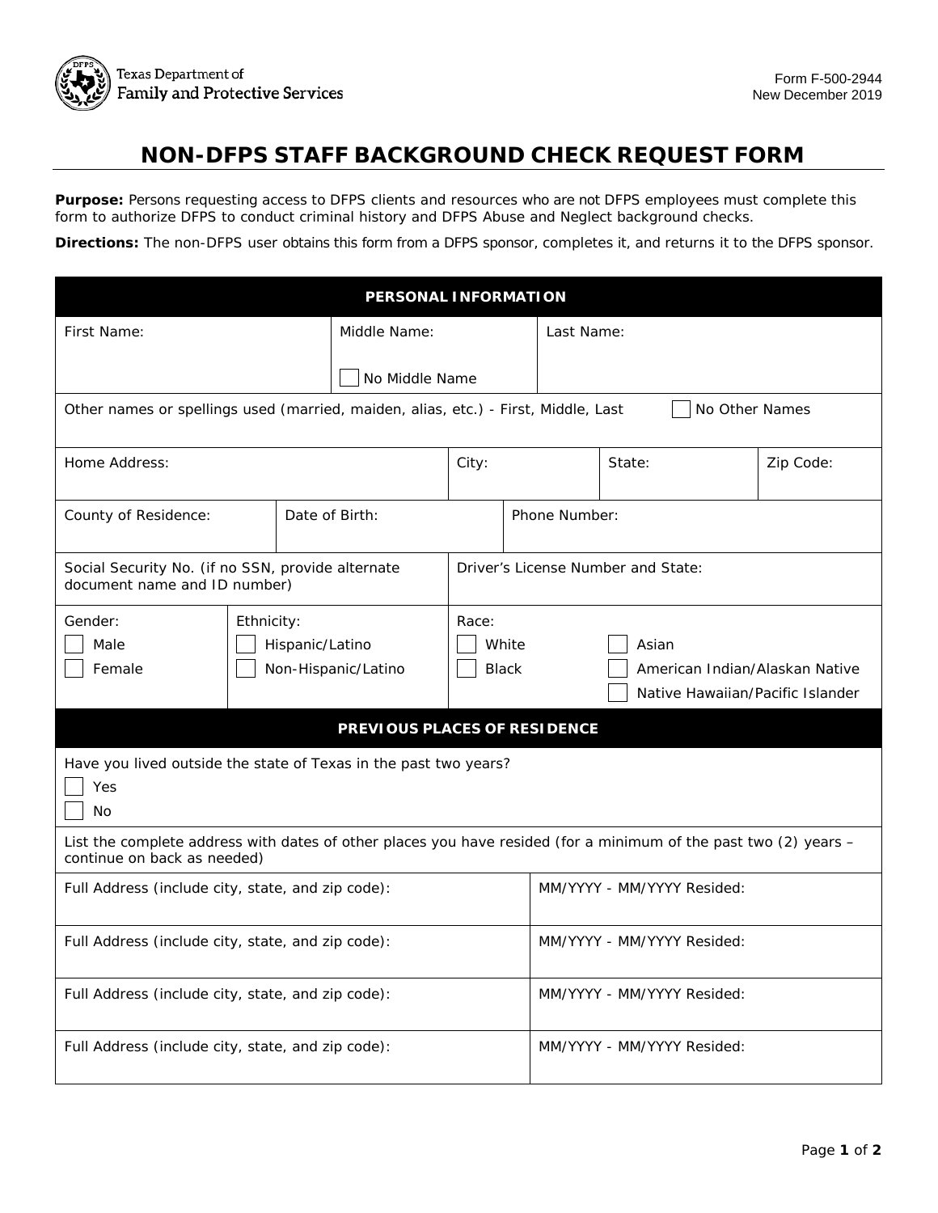Texas Department of Family and Protective Services

Form F-500-2944
New December 2019

# NON-DFPS STAFF BACKGROUND CHECK REQUEST FORM

**Purpose:** Persons requesting access to DFPS clients and resources who are not DFPS employees must complete this form to authorize DFPS to conduct criminal history and DFPS Abuse and Neglect background checks.

**Directions:** The non-DFPS user obtains this form from a DFPS sponsor, completes it, and returns it to the DFPS sponsor.

## PERSONAL INFORMATION

| First Name: | Middle Name: ☐ No Middle Name | Last Name: |
|---|---|---|

Other names or spellings used (married, maiden, alias, etc.) - First, Middle, Last ☐ No Other Names

| Home Address: | City: | State: | Zip Code: |
|---|---|---|---|

| County of Residence: | Date of Birth: | Phone Number: |
|---|---|---|

| Social Security No. (if no SSN, provide alternate document name and ID number) | Driver's License Number and State: |
|---|---|

| Gender: | Ethnicity: | Race: |
|---|---|---|
| ☐ Male<br>☐ Female | ☐ Hispanic/Latino<br>☐ Non-Hispanic/Latino | ☐ White<br>☐ Black<br>☐ Asian<br>☐ American Indian/Alaskan Native<br>☐ Native Hawaiian/Pacific Islander |

## PREVIOUS PLACES OF RESIDENCE

Have you lived outside the state of Texas in the past two years?

☐ Yes
☐ No

List the complete address with dates of other places you have resided (for a minimum of the past two (2) years – continue on back as needed)

| Full Address (include city, state, and zip code): | MM/YYYY - MM/YYYY Resided: |
|---|---|
| Full Address (include city, state, and zip code): | MM/YYYY - MM/YYYY Resided: |
| Full Address (include city, state, and zip code): | MM/YYYY - MM/YYYY Resided: |
| Full Address (include city, state, and zip code): | MM/YYYY - MM/YYYY Resided: |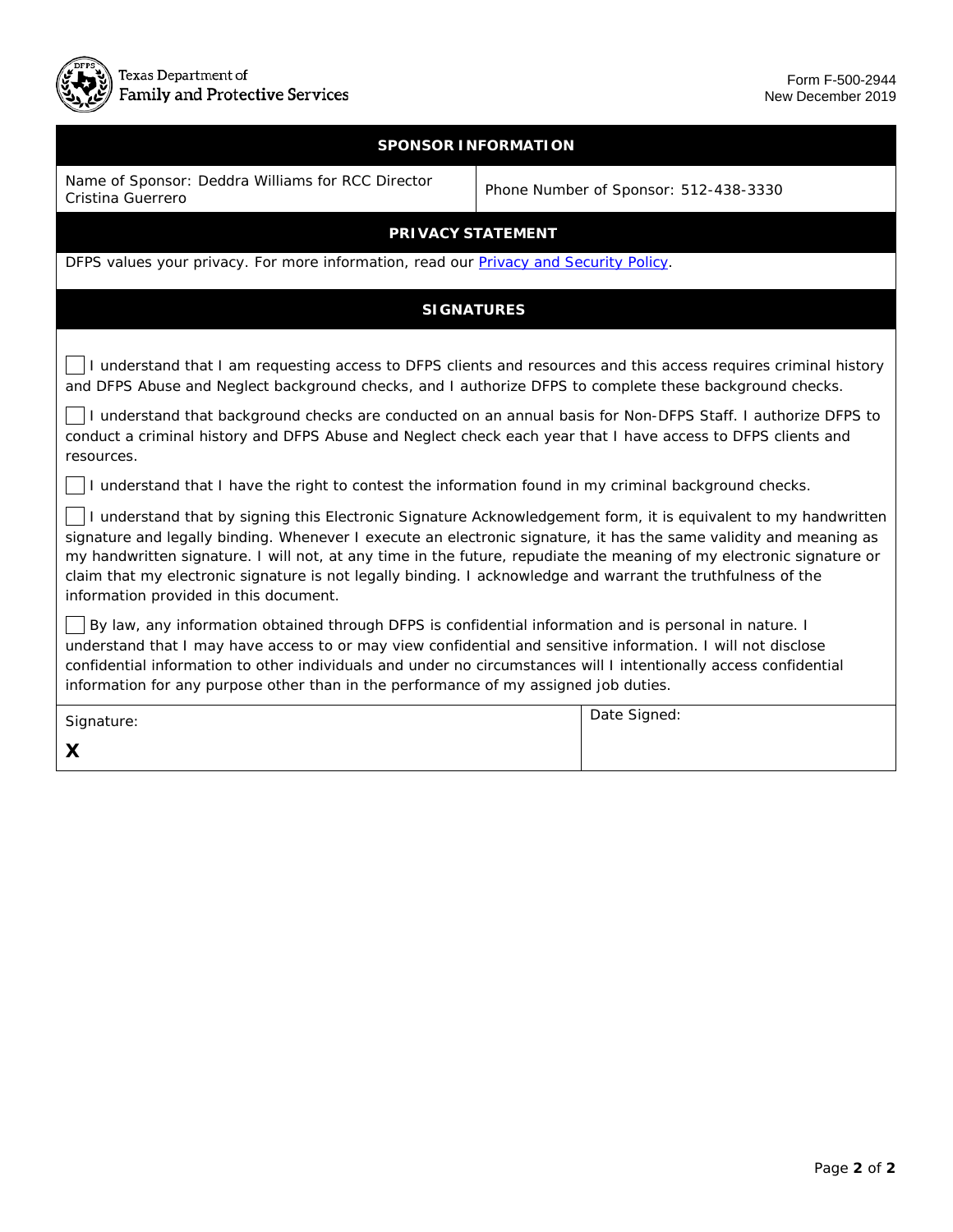Texas Department of Family and Protective Services

Form F-500-2944
New December 2019

## SPONSOR INFORMATION

| | |
|---|---|
| Name of Sponsor: Deddra Williams for RCC Director Cristina Guerrero | Phone Number of Sponsor: 512-438-3330 |

## PRIVACY STATEMENT

DFPS values your privacy. For more information, read our [Privacy and Security Policy](Privacy and Security Policy).

## SIGNATURES

- [ ] I understand that I am requesting access to DFPS clients and resources and this access requires criminal history and DFPS Abuse and Neglect background checks, and I authorize DFPS to complete these background checks.

- [ ] I understand that background checks are conducted on an annual basis for Non-DFPS Staff. I authorize DFPS to conduct a criminal history and DFPS Abuse and Neglect check each year that I have access to DFPS clients and resources.

- [ ] I understand that I have the right to contest the information found in my criminal background checks.

- [ ] I understand that by signing this Electronic Signature Acknowledgement form, it is equivalent to my handwritten signature and legally binding. Whenever I execute an electronic signature, it has the same validity and meaning as my handwritten signature. I will not, at any time in the future, repudiate the meaning of my electronic signature or claim that my electronic signature is not legally binding. I acknowledge and warrant the truthfulness of the information provided in this document.

- [ ] By law, any information obtained through DFPS is confidential information and is personal in nature. I understand that I may have access to or may view confidential and sensitive information. I will not disclose confidential information to other individuals and under no circumstances will I intentionally access confidential information for any purpose other than in the performance of my assigned job duties.

| | |
|---|---|
| Signature:<br>**X** | Date Signed: |